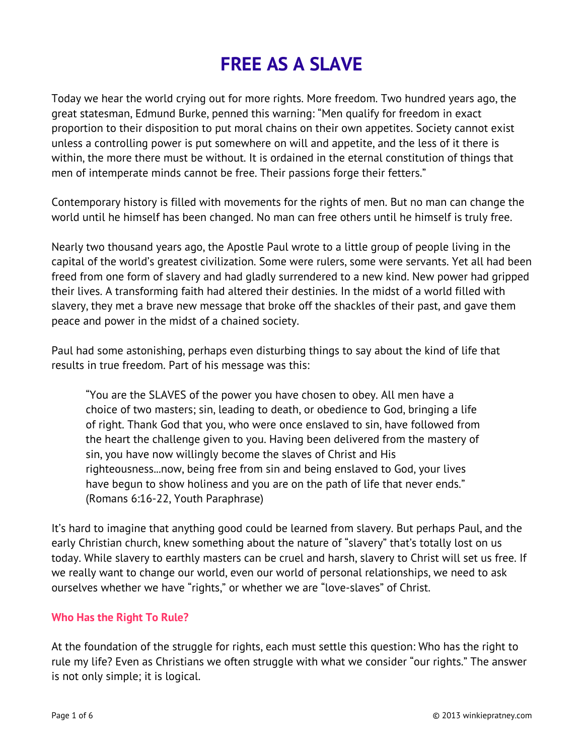# FREE AS A SLAVE

Today we hear the world crying out for more rights. More freedom. Two hundred years ago, the great statesman, Edmund Burke, penned this warning: "Men qualify for freedom in exact proportion to their disposition to put moral chains on their own appetites. Society cannot exist unless a controlling power is put somewhere on will and appetite, and the less of it there is within, the more there must be without. It is ordained in the eternal constitution of things that men of intemperate minds cannot be free. Their passions forge their fetters."

Contemporary history is filled with movements for the rights of men. But no man can change the world until he himself has been changed. No man can free others until he himself is truly free.

Nearly two thousand years ago, the Apostle Paul wrote to a little group of people living in the capital of the world's greatest civilization. Some were rulers, some were servants. Yet all had been freed from one form of slavery and had gladly surrendered to a new kind. New power had gripped their lives. A transforming faith had altered their destinies. In the midst of a world filled with slavery, they met a brave new message that broke off the shackles of their past, and gave them peace and power in the midst of a chained society.

Paul had some astonishing, perhaps even disturbing things to say about the kind of life that results in true freedom. Part of his message was this:

> "You are the SLAVES of the power you have chosen to obey. All men have a choice of two masters; sin, leading to death, or obedience to God, bringing a life of right. Thank God that you, who were once enslaved to sin, have followed from the heart the challenge given to you. Having been delivered from the mastery of sin, you have now willingly become the slaves of Christ and His righteousness...now, being free from sin and being enslaved to God, your lives have begun to show holiness and you are on the path of life that never ends." (Romans 6:16-22, Youth Paraphrase)

It's hard to imagine that anything good could be learned from slavery. But perhaps Paul, and the early Christian church, knew something about the nature of "slavery" that's totally lost on us today. While slavery to earthly masters can be cruel and harsh, slavery to Christ will set us free. If we really want to change our world, even our world of personal relationships, we need to ask ourselves whether we have "rights," or whether we are "love-slaves" of Christ.

## Who Has the Right To Rule?

At the foundation of the struggle for rights, each must settle this question: Who has the right to rule my life? Even as Christians we often struggle with what we consider "our rights." The answer is not only simple; it is logical.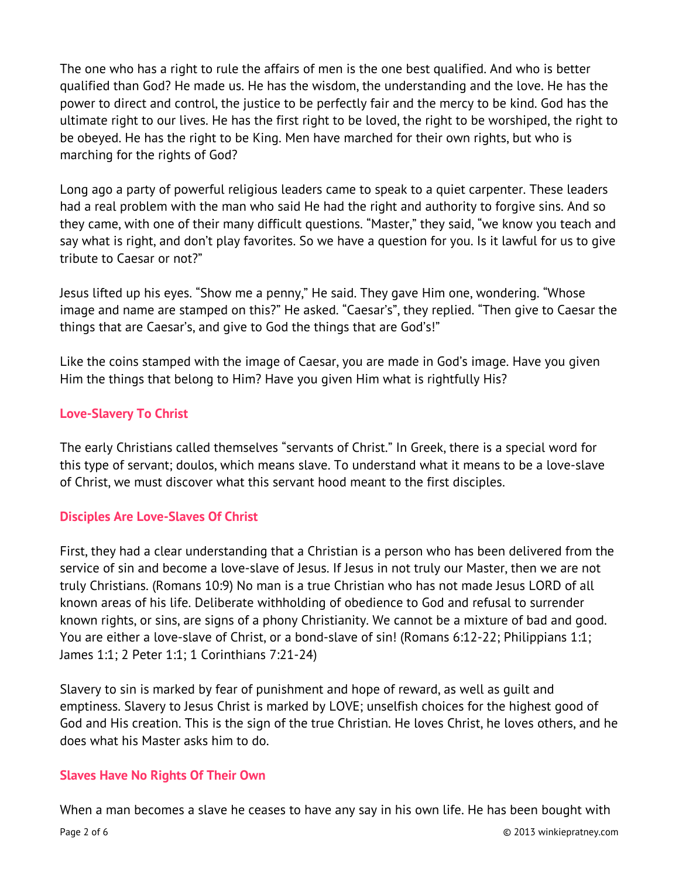The one who has a right to rule the affairs of men is the one best qualified. And who is better qualified than God? He made us. He has the wisdom, the understanding and the love. He has the power to direct and control, the justice to be perfectly fair and the mercy to be kind. God has the ultimate right to our lives. He has the first right to be loved, the right to be worshiped, the right to be obeyed. He has the right to be King. Men have marched for their own rights, but who is marching for the rights of God?

Long ago a party of powerful religious leaders came to speak to a quiet carpenter. These leaders had a real problem with the man who said He had the right and authority to forgive sins. And so they came, with one of their many difficult questions. "Master," they said, "we know you teach and say what is right, and don't play favorites. So we have a question for you. Is it lawful for us to give tribute to Caesar or not?"

Jesus lifted up his eyes. "Show me a penny," He said. They gave Him one, wondering. "Whose image and name are stamped on this?" He asked. "Caesar's", they replied. "Then give to Caesar the things that are Caesar's, and give to God the things that are God's!"

Like the coins stamped with the image of Caesar, you are made in God's image. Have you given Him the things that belong to Him? Have you given Him what is rightfully His?

## Love-Slavery To Christ

The early Christians called themselves "servants of Christ." In Greek, there is a special word for this type of servant; doulos, which means slave. To understand what it means to be a love-slave of Christ, we must discover what this servant hood meant to the first disciples.

## Disciples Are Love-Slaves Of Christ

First, they had a clear understanding that a Christian is a person who has been delivered from the service of sin and become a love-slave of Jesus. If Jesus in not truly our Master, then we are not truly Christians. (Romans 10:9) No man is a true Christian who has not made Jesus LORD of all known areas of his life. Deliberate withholding of obedience to God and refusal to surrender known rights, or sins, are signs of a phony Christianity. We cannot be a mixture of bad and good. You are either a love-slave of Christ, or a bond-slave of sin! (Romans 6:12-22; Philippians 1:1; James 1:1; 2 Peter 1:1; 1 Corinthians 7:21-24)

Slavery to sin is marked by fear of punishment and hope of reward, as well as guilt and emptiness. Slavery to Jesus Christ is marked by LOVE; unselfish choices for the highest good of God and His creation. This is the sign of the true Christian. He loves Christ, he loves others, and he does what his Master asks him to do.

## Slaves Have No Rights Of Their Own

When a man becomes a slave he ceases to have any say in his own life. He has been bought with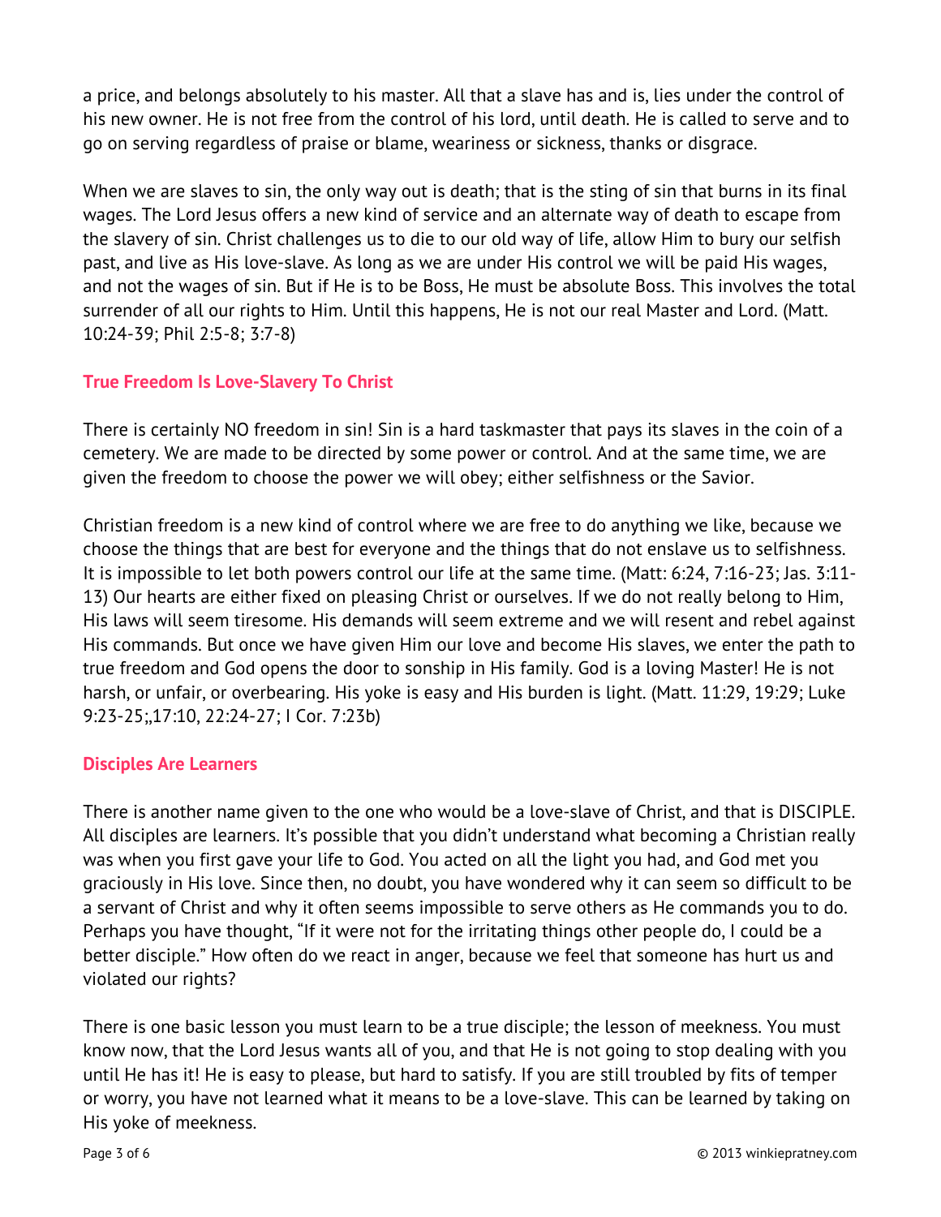a price, and belongs absolutely to his master. All that a slave has and is, lies under the control of his new owner. He is not free from the control of his lord, until death. He is called to serve and to go on serving regardless of praise or blame, weariness or sickness, thanks or disgrace.

When we are slaves to sin, the only way out is death; that is the sting of sin that burns in its final wages. The Lord Jesus offers a new kind of service and an alternate way of death to escape from the slavery of sin. Christ challenges us to die to our old way of life, allow Him to bury our selfish past, and live as His love-slave. As long as we are under His control we will be paid His wages, and not the wages of sin. But if He is to be Boss, He must be absolute Boss. This involves the total surrender of all our rights to Him. Until this happens, He is not our real Master and Lord. (Matt. 10:24-39; Phil 2:5-8; 3:7-8)

### True Freedom Is Love-Slavery To Christ

There is certainly NO freedom in sin! Sin is a hard taskmaster that pays its slaves in the coin of a cemetery. We are made to be directed by some power or control. And at the same time, we are given the freedom to choose the power we will obey; either selfishness or the Savior.

Christian freedom is a new kind of control where we are free to do anything we like, because we choose the things that are best for everyone and the things that do not enslave us to selfishness. It is impossible to let both powers control our life at the same time. (Matt: 6:24, 7:16-23; Jas. 3:11-13) Our hearts are either fixed on pleasing Christ or ourselves. If we do not really belong to Him, His laws will seem tiresome. His demands will seem extreme and we will resent and rebel against His commands. But once we have given Him our love and become His slaves, we enter the path to true freedom and God opens the door to sonship in His family. God is a loving Master! He is not harsh, or unfair, or overbearing. His yoke is easy and His burden is light. (Matt. 11:29, 19:29; Luke 9:23-25;,17:10, 22:24-27; I Cor. 7:23b)

### Disciples Are Learners

There is another name given to the one who would be a love-slave of Christ, and that is DISCIPLE. All disciples are learners. It's possible that you didn't understand what becoming a Christian really was when you first gave your life to God. You acted on all the light you had, and God met you graciously in His love. Since then, no doubt, you have wondered why it can seem so difficult to be a servant of Christ and why it often seems impossible to serve others as He commands you to do. Perhaps you have thought, "If it were not for the irritating things other people do, I could be a better disciple." How often do we react in anger, because we feel that someone has hurt us and violated our rights?

There is one basic lesson you must learn to be a true disciple; the lesson of meekness. You must know now, that the Lord Jesus wants all of you, and that He is not going to stop dealing with you until He has it! He is easy to please, but hard to satisfy. If you are still troubled by fits of temper or worry, you have not learned what it means to be a love-slave. This can be learned by taking on His yoke of meekness.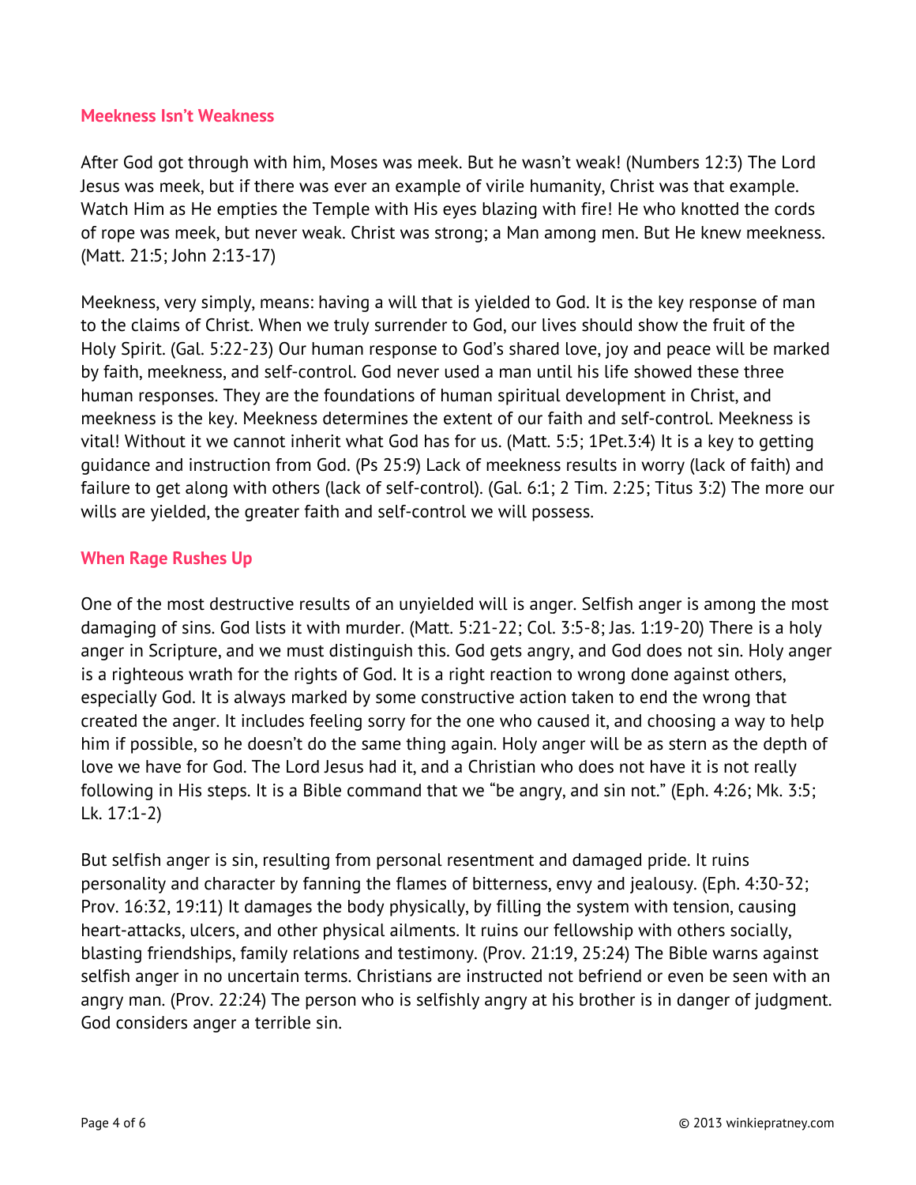## Meekness Isn't Weakness

After God got through with him, Moses was meek. But he wasn't weak! (Numbers 12:3) The Lord Jesus was meek, but if there was ever an example of virile humanity, Christ was that example. Watch Him as He empties the Temple with His eyes blazing with fire! He who knotted the cords of rope was meek, but never weak. Christ was strong; a Man among men. But He knew meekness. (Matt. 21:5; John 2:13-17)

Meekness, very simply, means: having a will that is yielded to God. It is the key response of man to the claims of Christ. When we truly surrender to God, our lives should show the fruit of the Holy Spirit. (Gal. 5:22-23) Our human response to God's shared love, joy and peace will be marked by faith, meekness, and self-control. God never used a man until his life showed these three human responses. They are the foundations of human spiritual development in Christ, and meekness is the key. Meekness determines the extent of our faith and self-control. Meekness is vital! Without it we cannot inherit what God has for us. (Matt. 5:5; 1Pet.3:4) It is a key to getting guidance and instruction from God. (Ps 25:9) Lack of meekness results in worry (lack of faith) and failure to get along with others (lack of self-control). (Gal. 6:1; 2 Tim. 2:25; Titus 3:2) The more our wills are yielded, the greater faith and self-control we will possess.

## When Rage Rushes Up

One of the most destructive results of an unyielded will is anger. Selfish anger is among the most damaging of sins. God lists it with murder. (Matt. 5:21-22; Col. 3:5-8; Jas. 1:19-20) There is a holy anger in Scripture, and we must distinguish this. God gets angry, and God does not sin. Holy anger is a righteous wrath for the rights of God. It is a right reaction to wrong done against others, especially God. It is always marked by some constructive action taken to end the wrong that created the anger. It includes feeling sorry for the one who caused it, and choosing a way to help him if possible, so he doesn't do the same thing again. Holy anger will be as stern as the depth of love we have for God. The Lord Jesus had it, and a Christian who does not have it is not really following in His steps. It is a Bible command that we "be angry, and sin not." (Eph. 4:26; Mk. 3:5; Lk. 17:1-2)

But selfish anger is sin, resulting from personal resentment and damaged pride. It ruins personality and character by fanning the flames of bitterness, envy and jealousy. (Eph. 4:30-32; Prov. 16:32, 19:11) It damages the body physically, by filling the system with tension, causing heart-attacks, ulcers, and other physical ailments. It ruins our fellowship with others socially, blasting friendships, family relations and testimony. (Prov. 21:19, 25:24) The Bible warns against selfish anger in no uncertain terms. Christians are instructed not befriend or even be seen with an angry man. (Prov. 22:24) The person who is selfishly angry at his brother is in danger of judgment. God considers anger a terrible sin.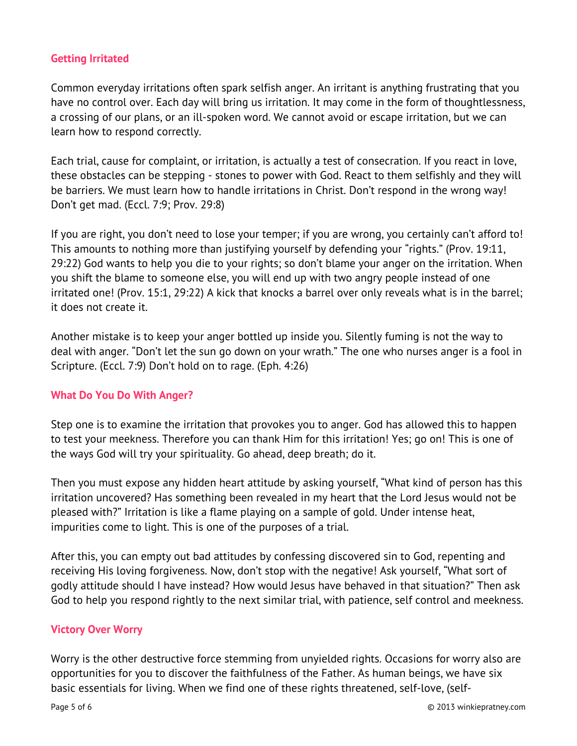## Getting Irritated

Common everyday irritations often spark selfish anger. An irritant is anything frustrating that you have no control over. Each day will bring us irritation. It may come in the form of thoughtlessness, a crossing of our plans, or an ill-spoken word. We cannot avoid or escape irritation, but we can learn how to respond correctly.

Each trial, cause for complaint, or irritation, is actually a test of consecration. If you react in love, these obstacles can be stepping - stones to power with God. React to them selfishly and they will be barriers. We must learn how to handle irritations in Christ. Don't respond in the wrong way! Don't get mad. (Eccl. 7:9; Prov. 29:8)

If you are right, you don't need to lose your temper; if you are wrong, you certainly can't afford to! This amounts to nothing more than justifying yourself by defending your "rights." (Prov. 19:11, 29:22) God wants to help you die to your rights; so don't blame your anger on the irritation. When you shift the blame to someone else, you will end up with two angry people instead of one irritated one! (Prov. 15:1, 29:22) A kick that knocks a barrel over only reveals what is in the barrel; it does not create it.

Another mistake is to keep your anger bottled up inside you. Silently fuming is not the way to deal with anger. "Don't let the sun go down on your wrath." The one who nurses anger is a fool in Scripture. (Eccl. 7:9) Don't hold on to rage. (Eph. 4:26)

## What Do You Do With Anger?

Step one is to examine the irritation that provokes you to anger. God has allowed this to happen to test your meekness. Therefore you can thank Him for this irritation! Yes; go on! This is one of the ways God will try your spirituality. Go ahead, deep breath; do it.

Then you must expose any hidden heart attitude by asking yourself, "What kind of person has this irritation uncovered? Has something been revealed in my heart that the Lord Jesus would not be pleased with?" Irritation is like a flame playing on a sample of gold. Under intense heat, impurities come to light. This is one of the purposes of a trial.

After this, you can empty out bad attitudes by confessing discovered sin to God, repenting and receiving His loving forgiveness. Now, don't stop with the negative! Ask yourself, "What sort of godly attitude should I have instead? How would Jesus have behaved in that situation?" Then ask God to help you respond rightly to the next similar trial, with patience, self control and meekness.

## Victory Over Worry

Worry is the other destructive force stemming from unyielded rights. Occasions for worry also are opportunities for you to discover the faithfulness of the Father. As human beings, we have six basic essentials for living. When we find one of these rights threatened, self-love, (self-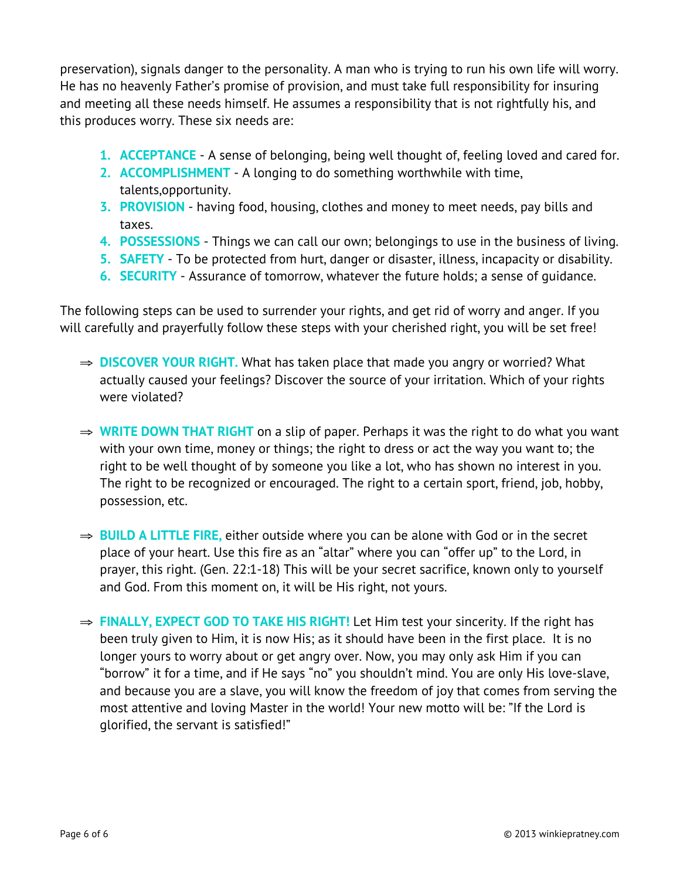preservation), signals danger to the personality. A man who is trying to run his own life will worry. He has no heavenly Father's promise of provision, and must take full responsibility for insuring and meeting all these needs himself. He assumes a responsibility that is not rightfully his, and this produces worry. These six needs are:

1. **ACCEPTANCE** - A sense of belonging, being well thought of, feeling loved and cared for.
2. **ACCOMPLISHMENT** - A longing to do something worthwhile with time, talents,opportunity.
3. **PROVISION** - having food, housing, clothes and money to meet needs, pay bills and taxes.
4. **POSSESSIONS** - Things we can call our own; belongings to use in the business of living.
5. **SAFETY** - To be protected from hurt, danger or disaster, illness, incapacity or disability.
6. **SECURITY** - Assurance of tomorrow, whatever the future holds; a sense of guidance.

The following steps can be used to surrender your rights, and get rid of worry and anger. If you will carefully and prayerfully follow these steps with your cherished right, you will be set free!

⇒ **DISCOVER YOUR RIGHT.** What has taken place that made you angry or worried? What actually caused your feelings? Discover the source of your irritation. Which of your rights were violated?

⇒ **WRITE DOWN THAT RIGHT** on a slip of paper. Perhaps it was the right to do what you want with your own time, money or things; the right to dress or act the way you want to; the right to be well thought of by someone you like a lot, who has shown no interest in you. The right to be recognized or encouraged. The right to a certain sport, friend, job, hobby, possession, etc.

⇒ **BUILD A LITTLE FIRE,** either outside where you can be alone with God or in the secret place of your heart. Use this fire as an "altar" where you can "offer up" to the Lord, in prayer, this right. (Gen. 22:1-18) This will be your secret sacrifice, known only to yourself and God. From this moment on, it will be His right, not yours.

⇒ **FINALLY, EXPECT GOD TO TAKE HIS RIGHT!** Let Him test your sincerity. If the right has been truly given to Him, it is now His; as it should have been in the first place. It is no longer yours to worry about or get angry over. Now, you may only ask Him if you can "borrow" it for a time, and if He says "no" you shouldn't mind. You are only His love-slave, and because you are a slave, you will know the freedom of joy that comes from serving the most attentive and loving Master in the world! Your new motto will be: "If the Lord is glorified, the servant is satisfied!"

© 2013 winkiepratney.com